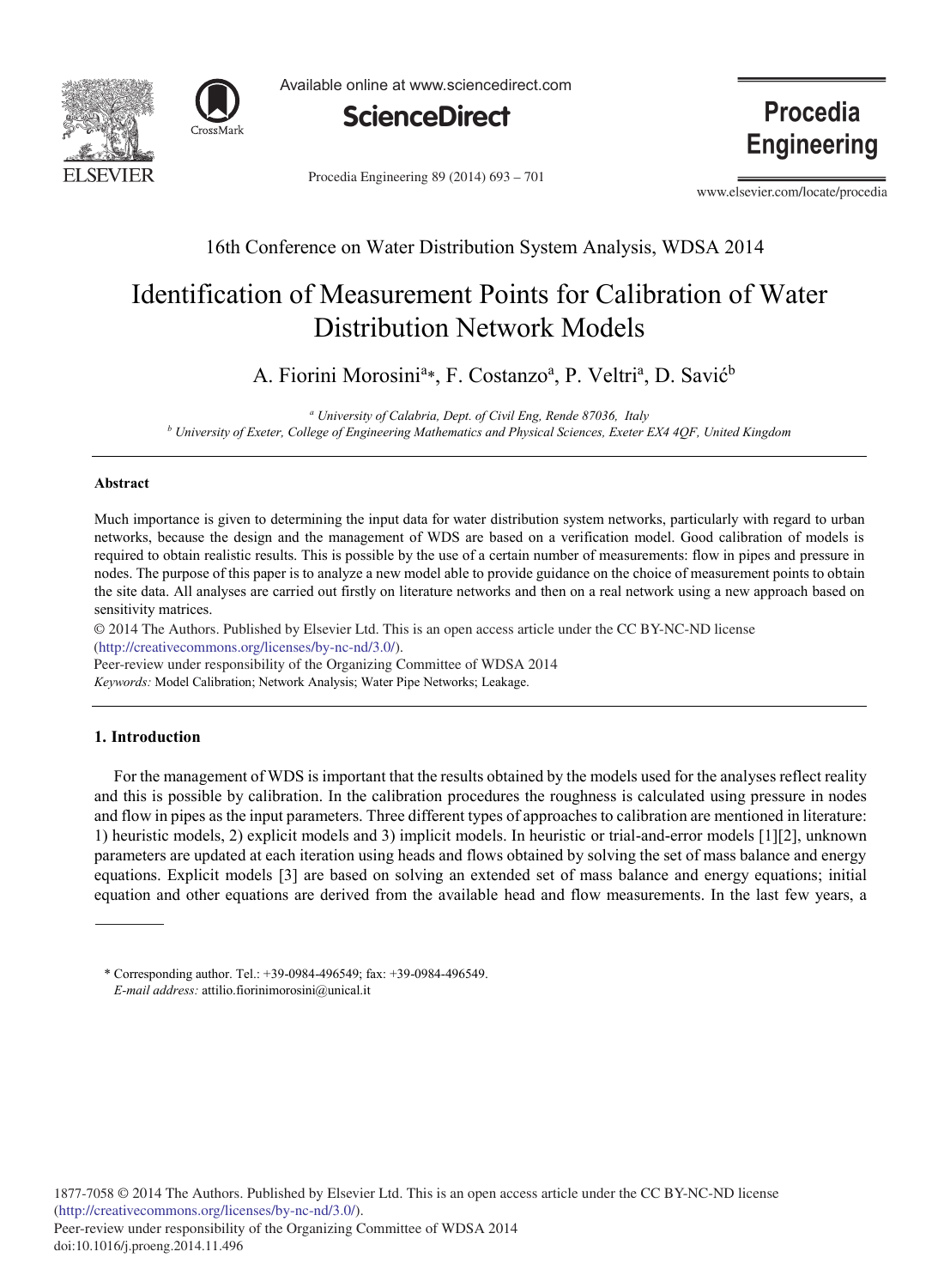16th Conference on Water Distribution System Analysis, WDSA 2014

# Identification of Measurement Points for Calibration of Water Distribution Network Models

A. Fiorini Morosini[a]*, F. Costanzo[a], P. Veltri[a], D. Savić[b]

[a] *University of Calabria, Dept. of Civil Eng, Rende 87036, Italy*
[b] *University of Exeter, College of Engineering Mathematics and Physical Sciences, Exeter EX4 4QF, United Kingdom*

---

## Abstract

Much importance is given to determining the input data for water distribution system networks, particularly with regard to urban networks, because the design and the management of WDS are based on a verification model. Good calibration of models is required to obtain realistic results. This is possible by the use of a certain number of measurements: flow in pipes and pressure in nodes. The purpose of this paper is to analyze a new model able to provide guidance on the choice of measurement points to obtain the site data. All analyses are carried out firstly on literature networks and then on a real network using a new approach based on sensitivity matrices.

© 2014 The Authors. Published by Elsevier Ltd. This is an open access article under the CC BY-NC-ND license (http://creativecommons.org/licenses/by-nc-nd/3.0/).

Peer-review under responsibility of the Organizing Committee of WDSA 2014

*Keywords:* Model Calibration; Network Analysis; Water Pipe Networks; Leakage.

---

## 1. Introduction

For the management of WDS is important that the results obtained by the models used for the analyses reflect reality and this is possible by calibration. In the calibration procedures the roughness is calculated using pressure in nodes and flow in pipes as the input parameters. Three different types of approaches to calibration are mentioned in literature: 1) heuristic models, 2) explicit models and 3) implicit models. In heuristic or trial-and-error models [1][2], unknown parameters are updated at each iteration using heads and flows obtained by solving the set of mass balance and energy equations. Explicit models [3] are based on solving an extended set of mass balance and energy equations; initial equation and other equations are derived from the available head and flow measurements. In the last few years, a

* Corresponding author. Tel.: +39-0984-496549; fax: +39-0984-496549.
*E-mail address:* attilio.fiorinimorosini@unical.it

1877-7058 © 2014 The Authors. Published by Elsevier Ltd. This is an open access article under the CC BY-NC-ND license (http://creativecommons.org/licenses/by-nc-nd/3.0/).
Peer-review under responsibility of the Organizing Committee of WDSA 2014
doi:10.1016/j.proeng.2014.11.496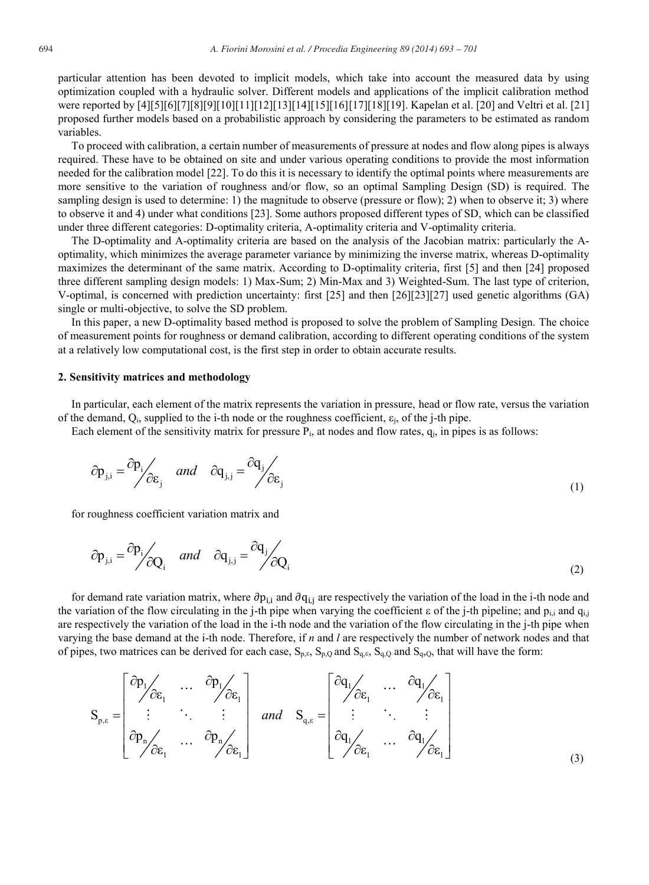particular attention has been devoted to implicit models, which take into account the measured data by using optimization coupled with a hydraulic solver. Different models and applications of the implicit calibration method were reported by [4][5][6][7][8][9][10][11][12][13][14][15][16][17][18][19]. Kapelan et al. [20] and Veltri et al. [21] proposed further models based on a probabilistic approach by considering the parameters to be estimated as random variables.

To proceed with calibration, a certain number of measurements of pressure at nodes and flow along pipes is always required. These have to be obtained on site and under various operating conditions to provide the most information needed for the calibration model [22]. To do this it is necessary to identify the optimal points where measurements are more sensitive to the variation of roughness and/or flow, so an optimal Sampling Design (SD) is required. The sampling design is used to determine: 1) the magnitude to observe (pressure or flow); 2) when to observe it; 3) where to observe it and 4) under what conditions [23]. Some authors proposed different types of SD, which can be classified under three different categories: D-optimality criteria, A-optimality criteria and V-optimality criteria.

The D-optimality and A-optimality criteria are based on the analysis of the Jacobian matrix: particularly the A-optimality, which minimizes the average parameter variance by minimizing the inverse matrix, whereas D-optimality maximizes the determinant of the same matrix. According to D-optimality criteria, first [5] and then [24] proposed three different sampling design models: 1) Max-Sum; 2) Min-Max and 3) Weighted-Sum. The last type of criterion, V-optimal, is concerned with prediction uncertainty: first [25] and then [26][23][27] used genetic algorithms (GA) single or multi-objective, to solve the SD problem.

In this paper, a new D-optimality based method is proposed to solve the problem of Sampling Design. The choice of measurement points for roughness or demand calibration, according to different operating conditions of the system at a relatively low computational cost, is the first step in order to obtain accurate results.

## 2. Sensitivity matrices and methodology

In particular, each element of the matrix represents the variation in pressure, head or flow rate, versus the variation of the demand, $Q_i$, supplied to the i-th node or the roughness coefficient, $\varepsilon_j$, of the j-th pipe.

Each element of the sensitivity matrix for pressure $P_i$, at nodes and flow rates, $q_j$, in pipes is as follows:

$$\partial p_{j,i} = \frac{\partial p_i}{\partial \varepsilon_j} \quad and \quad \partial q_{j,j} = \frac{\partial q_j}{\partial \varepsilon_j} \tag{1}$$

for roughness coefficient variation matrix and

$$\partial p_{j,i} = \frac{\partial p_i}{\partial Q_i} \quad and \quad \partial q_{j,j} = \frac{\partial q_j}{\partial Q_i} \tag{2}$$

for demand rate variation matrix, where $\partial p_{i,i}$ and $\partial q_{i,j}$ are respectively the variation of the load in the i-th node and the variation of the flow circulating in the j-th pipe when varying the coefficient ε of the j-th pipeline; and $p_{i,i}$ and $q_{i,j}$ are respectively the variation of the load in the i-th node and the variation of the flow circulating in the j-th pipe when varying the base demand at the i-th node. Therefore, if *n* and *l* are respectively the number of network nodes and that of pipes, two matrices can be derived for each case, $S_{p,\varepsilon}$, $S_{p,Q}$ and $S_{q,\varepsilon}$, $S_{q,Q}$ and $S_{q,Q}$, that will have the form:

$$S_{p,\varepsilon} = \begin{bmatrix} \frac{\partial p_1}{\partial \varepsilon_1} & \cdots & \frac{\partial p_1}{\partial \varepsilon_l} \\ \vdots & \ddots & \vdots \\ \frac{\partial p_n}{\partial \varepsilon_1} & \cdots & \frac{\partial p_n}{\partial \varepsilon_l} \end{bmatrix} \quad and \quad S_{q,\varepsilon} = \begin{bmatrix} \frac{\partial q_1}{\partial \varepsilon_1} & \cdots & \frac{\partial q_1}{\partial \varepsilon_l} \\ \vdots & \ddots & \vdots \\ \frac{\partial q_l}{\partial \varepsilon_1} & \cdots & \frac{\partial q_l}{\partial \varepsilon_l} \end{bmatrix} \tag{3}$$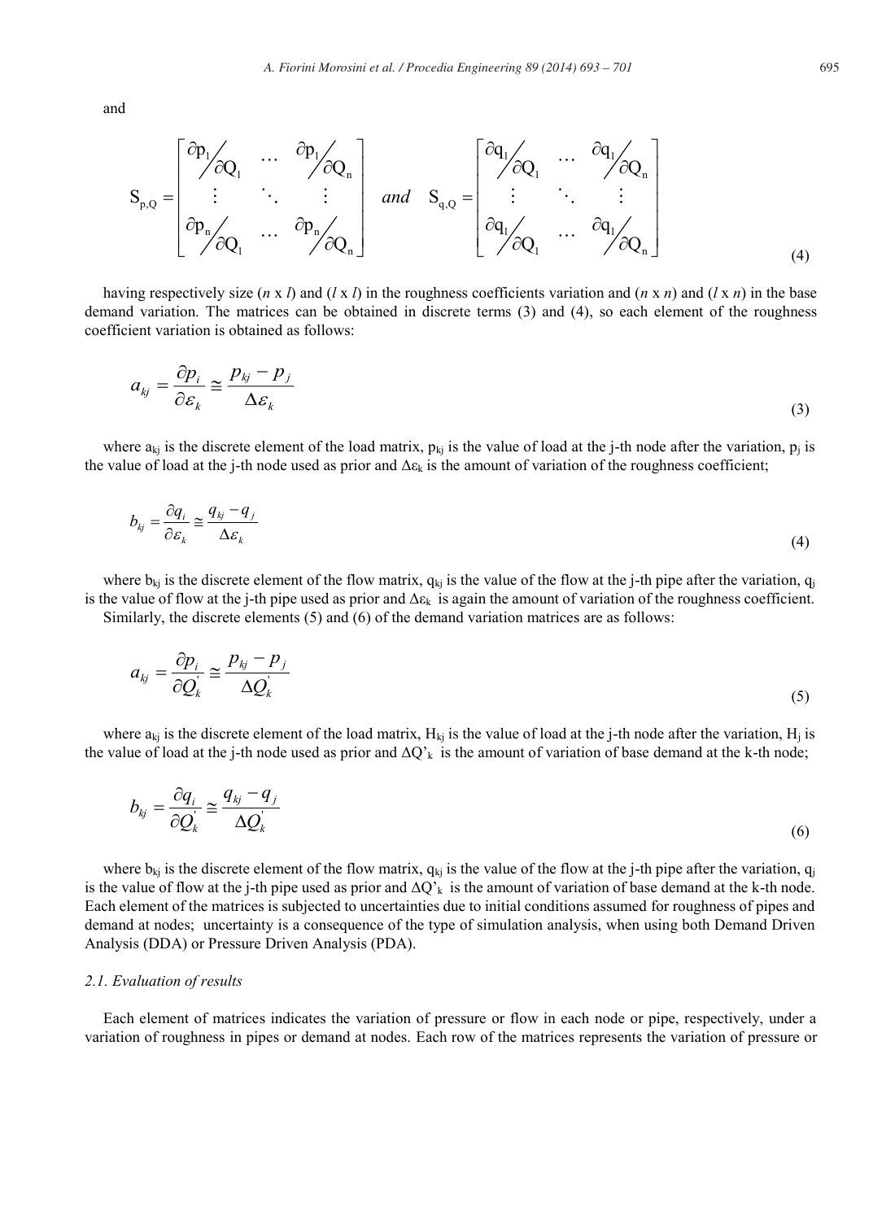and

$$
S_{p,Q} = \begin{bmatrix} \partial p_1 / \partial Q_1 & \cdots & \partial p_1 / \partial Q_n \\ \vdots & \ddots & \vdots \\ \partial p_n / \partial Q_1 & \cdots & \partial p_n / \partial Q_n \end{bmatrix} \quad and \quad S_{q,Q} = \begin{bmatrix} \partial q_1 / \partial Q_1 & \cdots & \partial q_1 / \partial Q_n \\ \vdots & \ddots & \vdots \\ \partial q_1 / \partial Q_1 & \cdots & \partial q_1 / \partial Q_n \end{bmatrix} \tag{4}
$$

having respectively size ($n$ x $l$) and ($l$ x $l$) in the roughness coefficients variation and ($n$ x $n$) and ($l$ x $n$) in the base demand variation. The matrices can be obtained in discrete terms (3) and (4), so each element of the roughness coefficient variation is obtained as follows:

$$
a_{kj} = \frac{\partial p_i}{\partial \varepsilon_k} \cong \frac{p_{kj} - p_j}{\Delta \varepsilon_k} \tag{3}
$$

where $a_{kj}$ is the discrete element of the load matrix, $p_{kj}$ is the value of load at the j-th node after the variation, $p_j$ is the value of load at the j-th node used as prior and $\Delta\varepsilon_k$ is the amount of variation of the roughness coefficient;

$$
b_{kj} = \frac{\partial q_i}{\partial \varepsilon_k} \cong \frac{q_{kj} - q_j}{\Delta \varepsilon_k} \tag{4}
$$

where $b_{kj}$ is the discrete element of the flow matrix, $q_{kj}$ is the value of the flow at the j-th pipe after the variation, $q_j$ is the value of flow at the j-th pipe used as prior and $\Delta\varepsilon_k$ is again the amount of variation of the roughness coefficient.

Similarly, the discrete elements (5) and (6) of the demand variation matrices are as follows:

$$
a_{kj} = \frac{\partial p_i}{\partial Q_k^{'}} \cong \frac{p_{kj} - p_j}{\Delta Q_k^{'}} \tag{5}
$$

where $a_{kj}$ is the discrete element of the load matrix, $H_{kj}$ is the value of load at the j-th node after the variation, $H_j$ is the value of load at the j-th node used as prior and $\Delta Q'_k$ is the amount of variation of base demand at the k-th node;

$$
b_{kj} = \frac{\partial q_i}{\partial Q_k^{'}} \cong \frac{q_{kj} - q_j}{\Delta Q_k^{'}} \tag{6}
$$

where $b_{kj}$ is the discrete element of the flow matrix, $q_{kj}$ is the value of the flow at the j-th pipe after the variation, $q_j$ is the value of flow at the j-th pipe used as prior and $\Delta Q'_k$ is the amount of variation of base demand at the k-th node. Each element of the matrices is subjected to uncertainties due to initial conditions assumed for roughness of pipes and demand at nodes; uncertainty is a consequence of the type of simulation analysis, when using both Demand Driven Analysis (DDA) or Pressure Driven Analysis (PDA).

### *2.1. Evaluation of results*

Each element of matrices indicates the variation of pressure or flow in each node or pipe, respectively, under a variation of roughness in pipes or demand at nodes. Each row of the matrices represents the variation of pressure or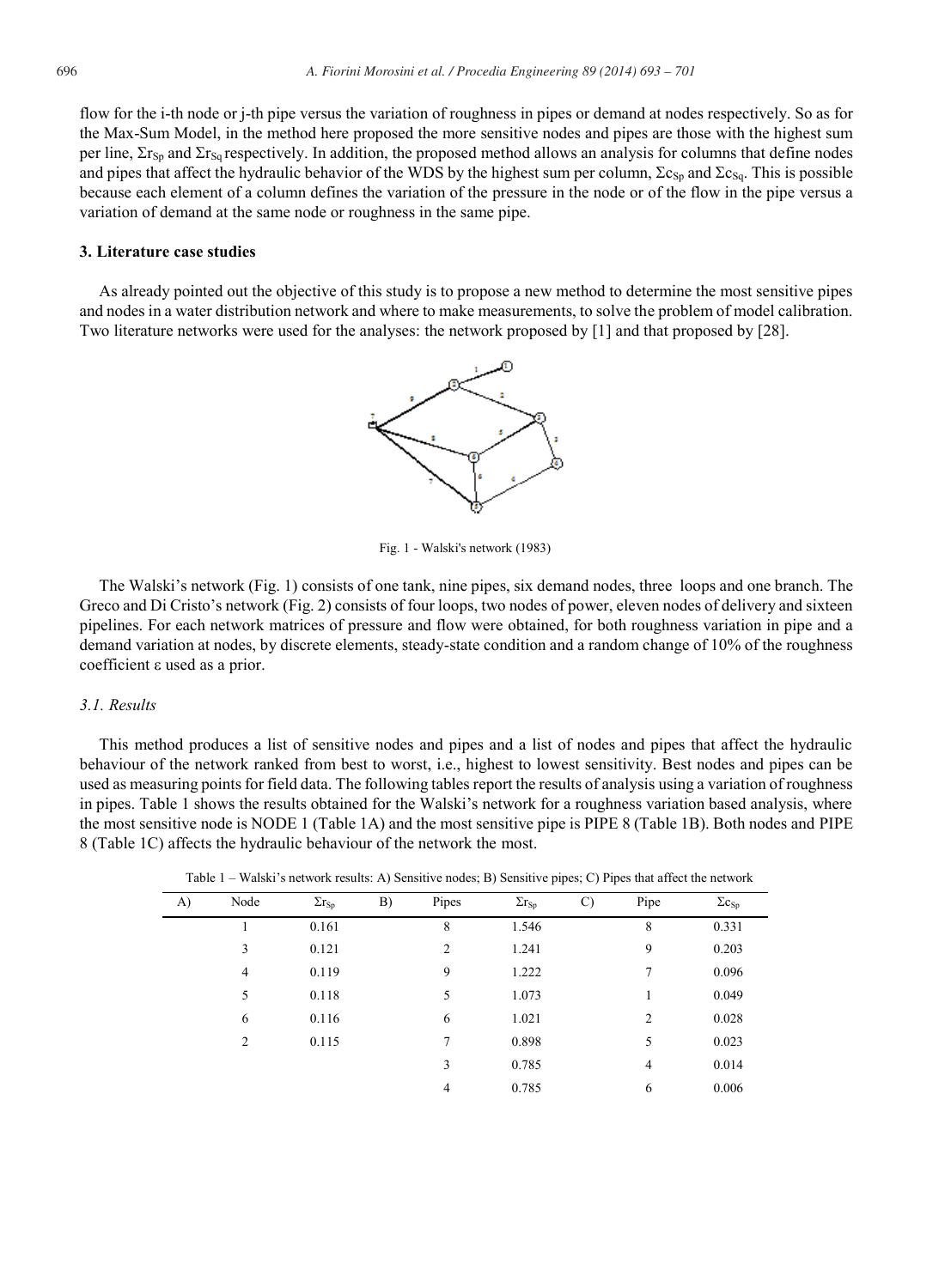flow for the i-th node or j-th pipe versus the variation of roughness in pipes or demand at nodes respectively. So as for the Max-Sum Model, in the method here proposed the more sensitive nodes and pipes are those with the highest sum per line, $\Sigma r_{Sp}$ and $\Sigma r_{Sq}$ respectively. In addition, the proposed method allows an analysis for columns that define nodes and pipes that affect the hydraulic behavior of the WDS by the highest sum per column, $\Sigma c_{Sp}$ and $\Sigma c_{Sq}$. This is possible because each element of a column defines the variation of the pressure in the node or of the flow in the pipe versus a variation of demand at the same node or roughness in the same pipe.

### 3. Literature case studies

As already pointed out the objective of this study is to propose a new method to determine the most sensitive pipes and nodes in a water distribution network and where to make measurements, to solve the problem of model calibration. Two literature networks were used for the analyses: the network proposed by [1] and that proposed by [28].

Fig. 1 - Walski's network (1983)

The Walski's network (Fig. 1) consists of one tank, nine pipes, six demand nodes, three loops and one branch. The Greco and Di Cristo's network (Fig. 2) consists of four loops, two nodes of power, eleven nodes of delivery and sixteen pipelines. For each network matrices of pressure and flow were obtained, for both roughness variation in pipe and a demand variation at nodes, by discrete elements, steady-state condition and a random change of 10% of the roughness coefficient ε used as a prior.

#### 3.1. Results

This method produces a list of sensitive nodes and pipes and a list of nodes and pipes that affect the hydraulic behaviour of the network ranked from best to worst, i.e., highest to lowest sensitivity. Best nodes and pipes can be used as measuring points for field data. The following tables report the results of analysis using a variation of roughness in pipes. Table 1 shows the results obtained for the Walski's network for a roughness variation based analysis, where the most sensitive node is NODE 1 (Table 1A) and the most sensitive pipe is PIPE 8 (Table 1B). Both nodes and PIPE 8 (Table 1C) affects the hydraulic behaviour of the network the most.

Table 1 – Walski's network results: A) Sensitive nodes; B) Sensitive pipes; C) Pipes that affect the network

| A) | Node | $\Sigma r_{Sp}$ | B) | Pipes | $\Sigma r_{Sp}$ | C) | Pipe | $\Sigma c_{Sp}$ |
|---|---|---|---|---|---|---|---|---|
| | 1 | 0.161 | | 8 | 1.546 | | 8 | 0.331 |
| | 3 | 0.121 | | 2 | 1.241 | | 9 | 0.203 |
| | 4 | 0.119 | | 9 | 1.222 | | 7 | 0.096 |
| | 5 | 0.118 | | 5 | 1.073 | | 1 | 0.049 |
| | 6 | 0.116 | | 6 | 1.021 | | 2 | 0.028 |
| | 2 | 0.115 | | 7 | 0.898 | | 5 | 0.023 |
| | | | | 3 | 0.785 | | 4 | 0.014 |
| | | | | 4 | 0.785 | | 6 | 0.006 |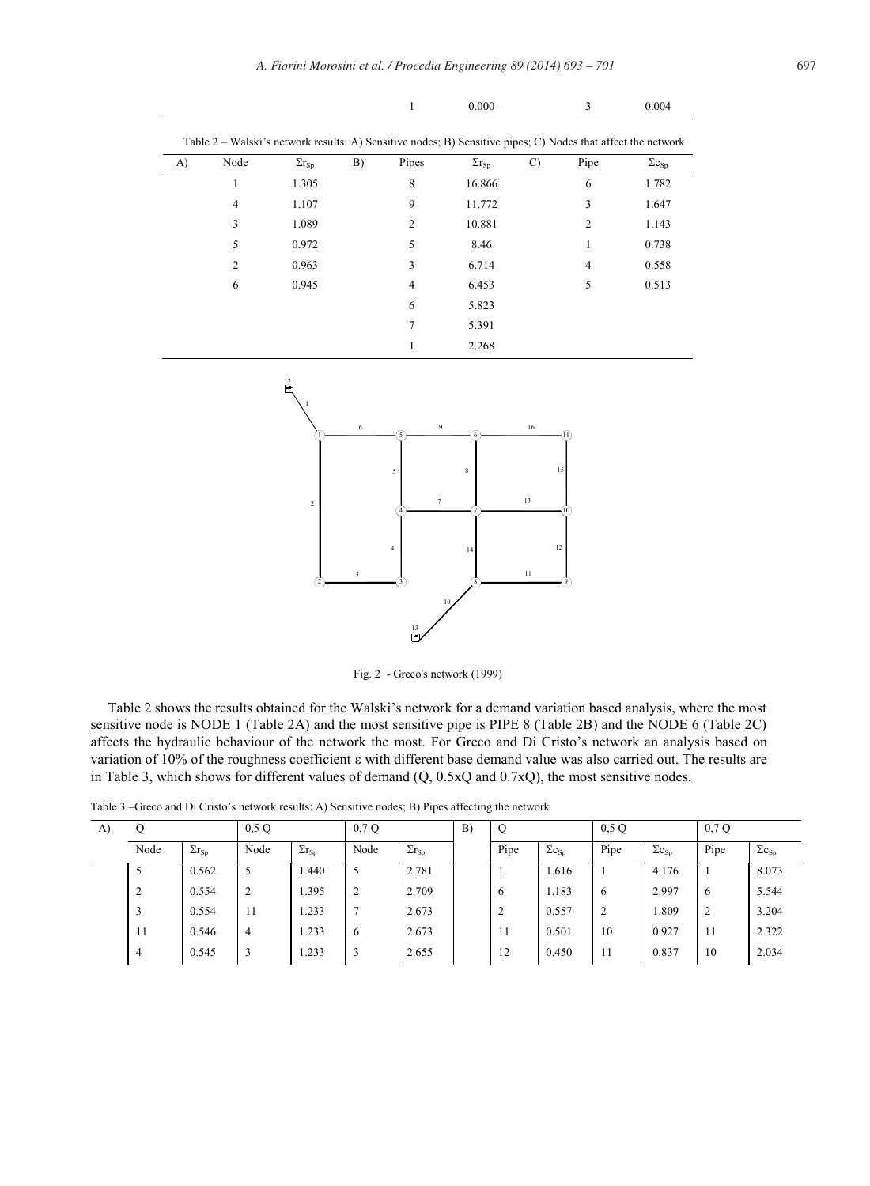| | | 1 | 0.000 | 3 | 0.004 |
|---|---|---|---|---|---|

Table 2 – Walski's network results: A) Sensitive nodes; B) Sensitive pipes; C) Nodes that affect the network

| A) | Node | $\Sigma r_{Sp}$ | B) | Pipes | $\Sigma r_{Sp}$ | C) | Pipe | $\Sigma c_{Sp}$ |
|---|---|---|---|---|---|---|---|---|
| | 1 | 1.305 | | 8 | 16.866 | | 6 | 1.782 |
| | 4 | 1.107 | | 9 | 11.772 | | 3 | 1.647 |
| | 3 | 1.089 | | 2 | 10.881 | | 2 | 1.143 |
| | 5 | 0.972 | | 5 | 8.46 | | 1 | 0.738 |
| | 2 | 0.963 | | 3 | 6.714 | | 4 | 0.558 |
| | 6 | 0.945 | | 4 | 6.453 | | 5 | 0.513 |
| | | | | 6 | 5.823 | | | |
| | | | | 7 | 5.391 | | | |
| | | | | 1 | 2.268 | | | |

Fig. 2 - Greco's network (1999)

Table 2 shows the results obtained for the Walski's network for a demand variation based analysis, where the most sensitive node is NODE 1 (Table 2A) and the most sensitive pipe is PIPE 8 (Table 2B) and the NODE 6 (Table 2C) affects the hydraulic behaviour of the network the most. For Greco and Di Cristo's network an analysis based on variation of 10% of the roughness coefficient ε with different base demand value was also carried out. The results are in Table 3, which shows for different values of demand (Q, 0.5xQ and 0.7xQ), the most sensitive nodes.

Table 3 –Greco and Di Cristo's network results: A) Sensitive nodes; B) Pipes affecting the network

| A) | Q | | 0,5 Q | | 0,7 Q | | B) | Q | | 0,5 Q | | 0,7 Q | |
|---|---|---|---|---|---|---|---|---|---|---|---|---|---|
| | Node | $\Sigma r_{Sp}$ | Node | $\Sigma r_{Sp}$ | Node | $\Sigma r_{Sp}$ | | Pipe | $\Sigma c_{Sp}$ | Pipe | $\Sigma c_{Sp}$ | Pipe | $\Sigma c_{Sp}$ |
| | 5 | 0.562 | 5 | 1.440 | 5 | 2.781 | | 1 | 1.616 | 1 | 4.176 | 1 | 8.073 |
| | 2 | 0.554 | 2 | 1.395 | 2 | 2.709 | | 6 | 1.183 | 6 | 2.997 | 6 | 5.544 |
| | 3 | 0.554 | 11 | 1.233 | 7 | 2.673 | | 2 | 0.557 | 2 | 1.809 | 2 | 3.204 |
| | 11 | 0.546 | 4 | 1.233 | 6 | 2.673 | | 11 | 0.501 | 10 | 0.927 | 11 | 2.322 |
| | 4 | 0.545 | 3 | 1.233 | 3 | 2.655 | | 12 | 0.450 | 11 | 0.837 | 10 | 2.034 |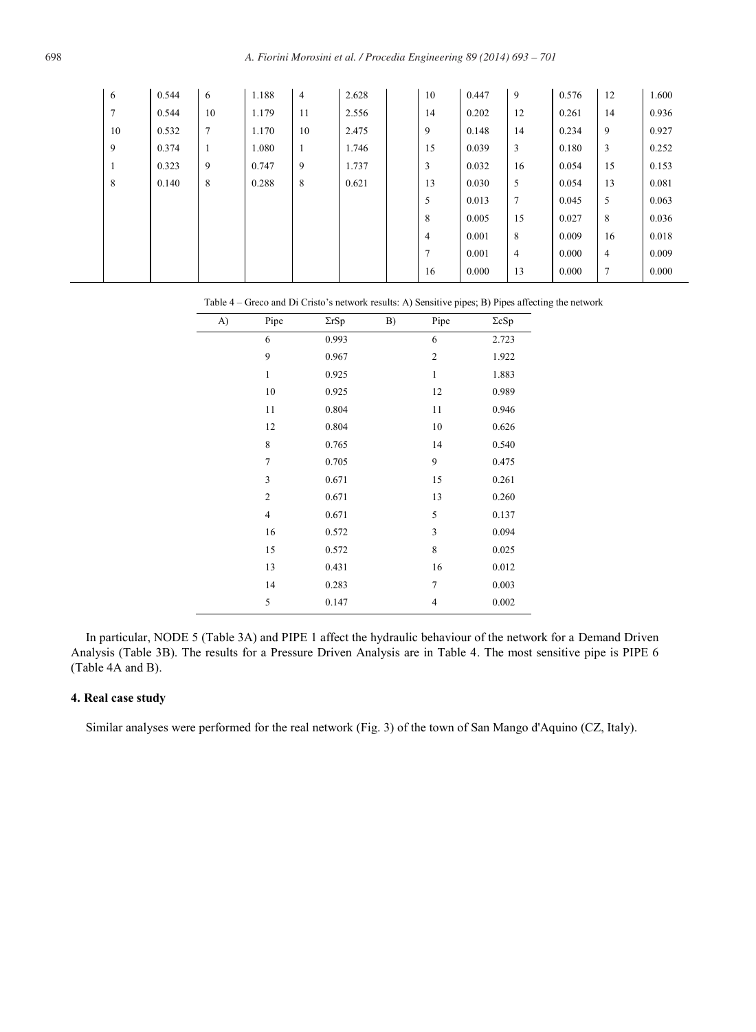| | | | | | | | | | | | | |
|---|---|---|---|---|---|---|---|---|---|---|---|---|
| 6 | 0.544 | 6 | 1.188 | 4 | 2.628 | | 10 | 0.447 | 9 | 0.576 | 12 | 1.600 |
| 7 | 0.544 | 10 | 1.179 | 11 | 2.556 | | 14 | 0.202 | 12 | 0.261 | 14 | 0.936 |
| 10 | 0.532 | 7 | 1.170 | 10 | 2.475 | | 9 | 0.148 | 14 | 0.234 | 9 | 0.927 |
| 9 | 0.374 | 1 | 1.080 | 1 | 1.746 | | 15 | 0.039 | 3 | 0.180 | 3 | 0.252 |
| 1 | 0.323 | 9 | 0.747 | 9 | 1.737 | | 3 | 0.032 | 16 | 0.054 | 15 | 0.153 |
| 8 | 0.140 | 8 | 0.288 | 8 | 0.621 | | 13 | 0.030 | 5 | 0.054 | 13 | 0.081 |
| | | | | | | | 5 | 0.013 | 7 | 0.045 | 5 | 0.063 |
| | | | | | | | 8 | 0.005 | 15 | 0.027 | 8 | 0.036 |
| | | | | | | | 4 | 0.001 | 8 | 0.009 | 16 | 0.018 |
| | | | | | | | 7 | 0.001 | 4 | 0.000 | 4 | 0.009 |
| | | | | | | | 16 | 0.000 | 13 | 0.000 | 7 | 0.000 |

Table 4 – Greco and Di Cristo's network results: A) Sensitive pipes; B) Pipes affecting the network

| A) | Pipe | ΣrSp | B) | Pipe | ΣcSp |
|---|---|---|---|---|---|
| | 6 | 0.993 | | 6 | 2.723 |
| | 9 | 0.967 | | 2 | 1.922 |
| | 1 | 0.925 | | 1 | 1.883 |
| | 10 | 0.925 | | 12 | 0.989 |
| | 11 | 0.804 | | 11 | 0.946 |
| | 12 | 0.804 | | 10 | 0.626 |
| | 8 | 0.765 | | 14 | 0.540 |
| | 7 | 0.705 | | 9 | 0.475 |
| | 3 | 0.671 | | 15 | 0.261 |
| | 2 | 0.671 | | 13 | 0.260 |
| | 4 | 0.671 | | 5 | 0.137 |
| | 16 | 0.572 | | 3 | 0.094 |
| | 15 | 0.572 | | 8 | 0.025 |
| | 13 | 0.431 | | 16 | 0.012 |
| | 14 | 0.283 | | 7 | 0.003 |
| | 5 | 0.147 | | 4 | 0.002 |

In particular, NODE 5 (Table 3A) and PIPE 1 affect the hydraulic behaviour of the network for a Demand Driven Analysis (Table 3B). The results for a Pressure Driven Analysis are in Table 4. The most sensitive pipe is PIPE 6 (Table 4A and B).

## 4. Real case study

Similar analyses were performed for the real network (Fig. 3) of the town of San Mango d'Aquino (CZ, Italy).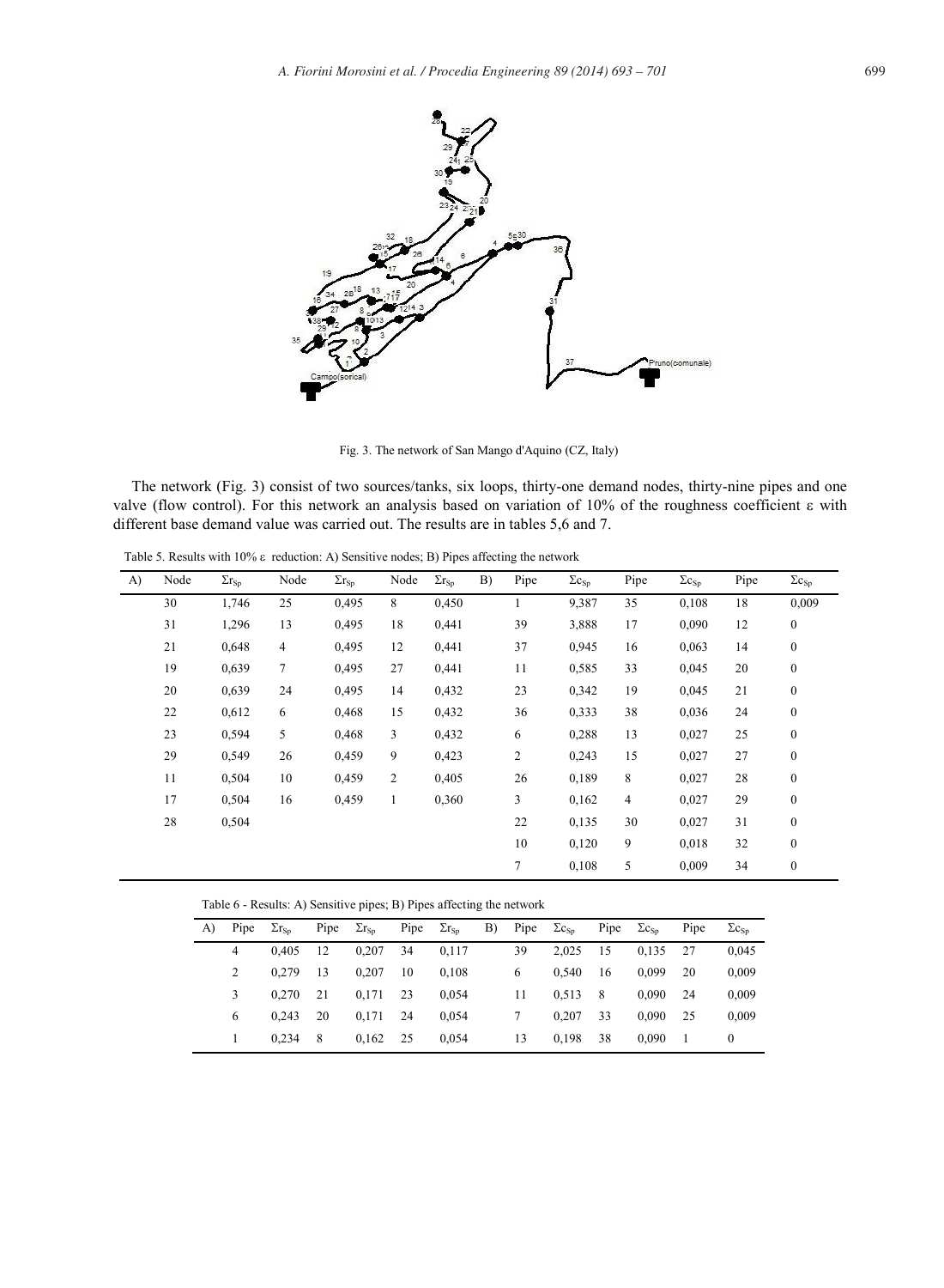Fig. 3. The network of San Mango d'Aquino (CZ, Italy)

The network (Fig. 3) consist of two sources/tanks, six loops, thirty-one demand nodes, thirty-nine pipes and one valve (flow control). For this network an analysis based on variation of 10% of the roughness coefficient ε with different base demand value was carried out. The results are in tables 5,6 and 7.

Table 5. Results with 10% ε reduction: A) Sensitive nodes; B) Pipes affecting the network

| A) | Node | $\Sigma r_{S_p}$ | Node | $\Sigma r_{S_p}$ | Node | $\Sigma r_{S_p}$ | B) | Pipe | $\Sigma c_{S_p}$ | Pipe | $\Sigma c_{S_p}$ | Pipe | $\Sigma c_{S_p}$ |
|---|---|---|---|---|---|---|---|---|---|---|---|---|---|
| | 30 | 1,746 | 25 | 0,495 | 8 | 0,450 | | 1 | 9,387 | 35 | 0,108 | 18 | 0,009 |
| | 31 | 1,296 | 13 | 0,495 | 18 | 0,441 | | 39 | 3,888 | 17 | 0,090 | 12 | 0 |
| | 21 | 0,648 | 4 | 0,495 | 12 | 0,441 | | 37 | 0,945 | 16 | 0,063 | 14 | 0 |
| | 19 | 0,639 | 7 | 0,495 | 27 | 0,441 | | 11 | 0,585 | 33 | 0,045 | 20 | 0 |
| | 20 | 0,639 | 24 | 0,495 | 14 | 0,432 | | 23 | 0,342 | 19 | 0,045 | 21 | 0 |
| | 22 | 0,612 | 6 | 0,468 | 15 | 0,432 | | 36 | 0,333 | 38 | 0,036 | 24 | 0 |
| | 23 | 0,594 | 5 | 0,468 | 3 | 0,432 | | 6 | 0,288 | 13 | 0,027 | 25 | 0 |
| | 29 | 0,549 | 26 | 0,459 | 9 | 0,423 | | 2 | 0,243 | 15 | 0,027 | 27 | 0 |
| | 11 | 0,504 | 10 | 0,459 | 2 | 0,405 | | 26 | 0,189 | 8 | 0,027 | 28 | 0 |
| | 17 | 0,504 | 16 | 0,459 | 1 | 0,360 | | 3 | 0,162 | 4 | 0,027 | 29 | 0 |
| | 28 | 0,504 | | | | | | 22 | 0,135 | 30 | 0,027 | 31 | 0 |
| | | | | | | | | 10 | 0,120 | 9 | 0,018 | 32 | 0 |
| | | | | | | | | 7 | 0,108 | 5 | 0,009 | 34 | 0 |

Table 6 - Results: A) Sensitive pipes; B) Pipes affecting the network

| A) | Pipe | $\Sigma r_{S_p}$ | Pipe | $\Sigma r_{S_p}$ | Pipe | $\Sigma r_{S_p}$ | B) | Pipe | $\Sigma c_{S_p}$ | Pipe | $\Sigma c_{S_p}$ | Pipe | $\Sigma c_{S_p}$ |
|---|---|---|---|---|---|---|---|---|---|---|---|---|---|
| | 4 | 0,405 | 12 | 0,207 | 34 | 0,117 | | 39 | 2,025 | 15 | 0,135 | 27 | 0,045 |
| | 2 | 0,279 | 13 | 0,207 | 10 | 0,108 | | 6 | 0,540 | 16 | 0,099 | 20 | 0,009 |
| | 3 | 0,270 | 21 | 0,171 | 23 | 0,054 | | 11 | 0,513 | 8 | 0,090 | 24 | 0,009 |
| | 6 | 0,243 | 20 | 0,171 | 24 | 0,054 | | 7 | 0,207 | 33 | 0,090 | 25 | 0,009 |
| | 1 | 0,234 | 8 | 0,162 | 25 | 0,054 | | 13 | 0,198 | 38 | 0,090 | 1 | 0 |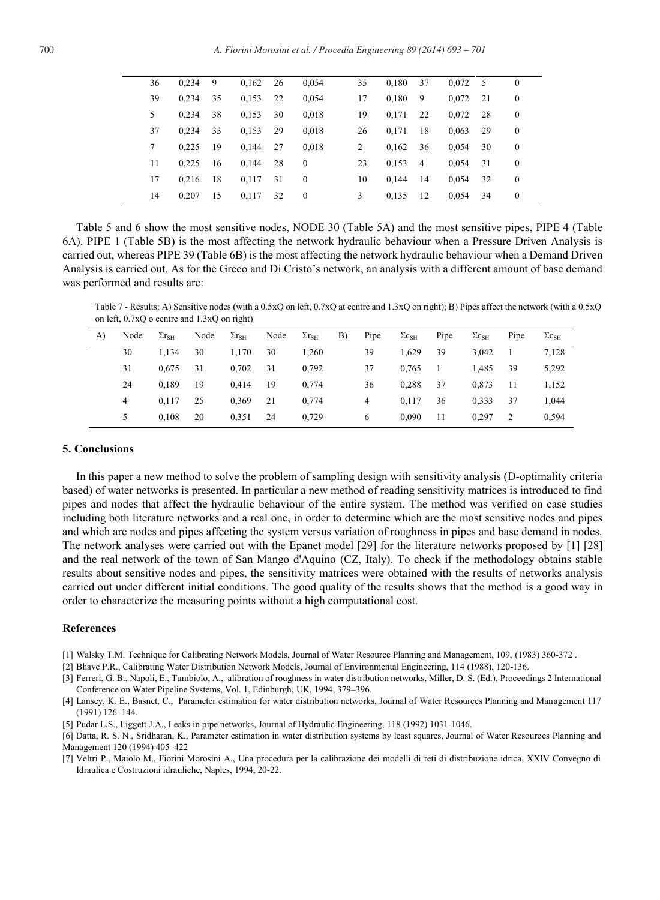| 36 | 0,234 | 9 | 0,162 | 26 | 0,054 | 35 | 0,180 | 37 | 0,072 | 5 | 0 |
|---|---|---|---|---|---|---|---|---|---|---|---|
| 39 | 0,234 | 35 | 0,153 | 22 | 0,054 | 17 | 0,180 | 9 | 0,072 | 21 | 0 |
| 5 | 0,234 | 38 | 0,153 | 30 | 0,018 | 19 | 0,171 | 22 | 0,072 | 28 | 0 |
| 37 | 0,234 | 33 | 0,153 | 29 | 0,018 | 26 | 0,171 | 18 | 0,063 | 29 | 0 |
| 7 | 0,225 | 19 | 0,144 | 27 | 0,018 | 2 | 0,162 | 36 | 0,054 | 30 | 0 |
| 11 | 0,225 | 16 | 0,144 | 28 | 0 | 23 | 0,153 | 4 | 0,054 | 31 | 0 |
| 17 | 0,216 | 18 | 0,117 | 31 | 0 | 10 | 0,144 | 14 | 0,054 | 32 | 0 |
| 14 | 0,207 | 15 | 0,117 | 32 | 0 | 3 | 0,135 | 12 | 0,054 | 34 | 0 |

Table 5 and 6 show the most sensitive nodes, NODE 30 (Table 5A) and the most sensitive pipes, PIPE 4 (Table 6A). PIPE 1 (Table 5B) is the most affecting the network hydraulic behaviour when a Pressure Driven Analysis is carried out, whereas PIPE 39 (Table 6B) is the most affecting the network hydraulic behaviour when a Demand Driven Analysis is carried out. As for the Greco and Di Cristo's network, an analysis with a different amount of base demand was performed and results are:

Table 7 - Results: A) Sensitive nodes (with a 0.5xQ on left, 0.7xQ at centre and 1.3xQ on right); B) Pipes affect the network (with a 0.5xQ on left, 0.7xQ o centre and 1.3xQ on right)

| A) | Node | $\Sigma r_{SH}$ | Node | $\Sigma r_{SH}$ | Node | $\Sigma r_{SH}$ | B) | Pipe | $\Sigma c_{SH}$ | Pipe | $\Sigma c_{SH}$ | Pipe | $\Sigma c_{SH}$ |
|---|---|---|---|---|---|---|---|---|---|---|---|---|---|
| | 30 | 1,134 | 30 | 1,170 | 30 | 1,260 | | 39 | 1,629 | 39 | 3,042 | 1 | 7,128 |
| | 31 | 0,675 | 31 | 0,702 | 31 | 0,792 | | 37 | 0,765 | 1 | 1,485 | 39 | 5,292 |
| | 24 | 0,189 | 19 | 0,414 | 19 | 0,774 | | 36 | 0,288 | 37 | 0,873 | 11 | 1,152 |
| | 4 | 0,117 | 25 | 0,369 | 21 | 0,774 | | 4 | 0,117 | 36 | 0,333 | 37 | 1,044 |
| | 5 | 0,108 | 20 | 0,351 | 24 | 0,729 | | 6 | 0,090 | 11 | 0,297 | 2 | 0,594 |

## 5. Conclusions

In this paper a new method to solve the problem of sampling design with sensitivity analysis (D-optimality criteria based) of water networks is presented. In particular a new method of reading sensitivity matrices is introduced to find pipes and nodes that affect the hydraulic behaviour of the entire system. The method was verified on case studies including both literature networks and a real one, in order to determine which are the most sensitive nodes and pipes and which are nodes and pipes affecting the system versus variation of roughness in pipes and base demand in nodes. The network analyses were carried out with the Epanet model [29] for the literature networks proposed by [1] [28] and the real network of the town of San Mango d'Aquino (CZ, Italy). To check if the methodology obtains stable results about sensitive nodes and pipes, the sensitivity matrices were obtained with the results of networks analysis carried out under different initial conditions. The good quality of the results shows that the method is a good way in order to characterize the measuring points without a high computational cost.

## References

[1] Walsky T.M. Technique for Calibrating Network Models, Journal of Water Resource Planning and Management, 109, (1983) 360-372 .

[2] Bhave P.R., Calibrating Water Distribution Network Models, Journal of Environmental Engineering, 114 (1988), 120-136.

[3] Ferreri, G. B., Napoli, E., Tumbiolo, A., alibration of roughness in water distribution networks, Miller, D. S. (Ed.), Proceedings 2 International Conference on Water Pipeline Systems, Vol. 1, Edinburgh, UK, 1994, 379–396.

[4] Lansey, K. E., Basnet, C., Parameter estimation for water distribution networks, Journal of Water Resources Planning and Management 117 (1991) 126–144.

[5] Pudar L.S., Liggett J.A., Leaks in pipe networks, Journal of Hydraulic Engineering, 118 (1992) 1031-1046.

[6] Datta, R. S. N., Sridharan, K., Parameter estimation in water distribution systems by least squares, Journal of Water Resources Planning and Management 120 (1994) 405–422

[7] Veltri P., Maiolo M., Fiorini Morosini A., Una procedura per la calibrazione dei modelli di reti di distribuzione idrica, XXIV Convegno di Idraulica e Costruzioni idrauliche, Naples, 1994, 20-22.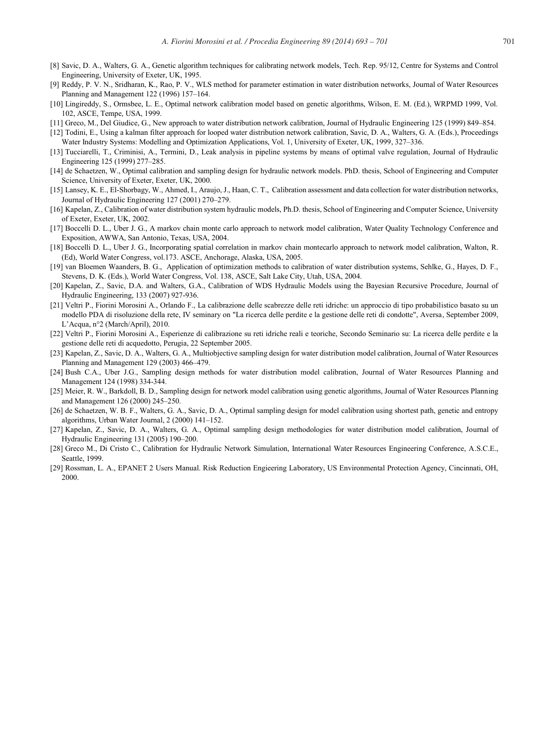[8] Savic, D. A., Walters, G. A., Genetic algorithm techniques for calibrating network models, Tech. Rep. 95/12, Centre for Systems and Control Engineering, University of Exeter, UK, 1995.

[9] Reddy, P. V. N., Sridharan, K., Rao, P. V., WLS method for parameter estimation in water distribution networks, Journal of Water Resources Planning and Management 122 (1996) 157–164.

[10] Lingireddy, S., Ormsbee, L. E., Optimal network calibration model based on genetic algorithms, Wilson, E. M. (Ed.), WRPMD 1999, Vol. 102, ASCE, Tempe, USA, 1999.

[11] Greco, M., Del Giudice, G., New approach to water distribution network calibration, Journal of Hydraulic Engineering 125 (1999) 849–854.

[12] Todini, E., Using a kalman filter approach for looped water distribution network calibration, Savic, D. A., Walters, G. A. (Eds.), Proceedings Water Industry Systems: Modelling and Optimization Applications, Vol. 1, University of Exeter, UK, 1999, 327–336.

[13] Tucciarelli, T., Criminisi, A., Termini, D., Leak analysis in pipeline systems by means of optimal valve regulation, Journal of Hydraulic Engineering 125 (1999) 277–285.

[14] de Schaetzen, W., Optimal calibration and sampling design for hydraulic network models. PhD. thesis, School of Engineering and Computer Science, University of Exeter, Exeter, UK, 2000.

[15] Lansey, K. E., El-Shorbagy, W., Ahmed, I., Araujo, J., Haan, C. T., Calibration assessment and data collection for water distribution networks, Journal of Hydraulic Engineering 127 (2001) 270–279.

[16] Kapelan, Z., Calibration of water distribution system hydraulic models, Ph.D. thesis, School of Engineering and Computer Science, University of Exeter, Exeter, UK, 2002.

[17] Boccelli D. L., Uber J. G., A markov chain monte carlo approach to network model calibration, Water Quality Technology Conference and Exposition, AWWA, San Antonio, Texas, USA, 2004.

[18] Boccelli D. L., Uber J. G., Incorporating spatial correlation in markov chain montecarlo approach to network model calibration, Walton, R. (Ed), World Water Congress, vol.173. ASCE, Anchorage, Alaska, USA, 2005.

[19] van Bloemen Waanders, B. G., Application of optimization methods to calibration of water distribution systems, Sehlke, G., Hayes, D. F., Stevens, D. K. (Eds.), World Water Congress, Vol. 138, ASCE, Salt Lake City, Utah, USA, 2004.

[20] Kapelan, Z., Savic, D.A. and Walters, G.A., Calibration of WDS Hydraulic Models using the Bayesian Recursive Procedure, Journal of Hydraulic Engineering, 133 (2007) 927-936.

[21] Veltri P., Fiorini Morosini A., Orlando F., La calibrazione delle scabrezze delle reti idriche: un approccio di tipo probabilistico basato su un modello PDA di risoluzione della rete, IV seminary on "La ricerca delle perdite e la gestione delle reti di condotte", Aversa, September 2009, L'Acqua, n°2 (March/April), 2010.

[22] Veltri P., Fiorini Morosini A., Esperienze di calibrazione su reti idriche reali e teoriche, Secondo Seminario su: La ricerca delle perdite e la gestione delle reti di acquedotto, Perugia, 22 September 2005.

[23] Kapelan, Z., Savic, D. A., Walters, G. A., Multiobjective sampling design for water distribution model calibration, Journal of Water Resources Planning and Management 129 (2003) 466–479.

[24] Bush C.A., Uber J.G., Sampling design methods for water distribution model calibration, Journal of Water Resources Planning and Management 124 (1998) 334-344.

[25] Meier, R. W., Barkdoll, B. D., Sampling design for network model calibration using genetic algorithms, Journal of Water Resources Planning and Management 126 (2000) 245–250.

[26] de Schaetzen, W. B. F., Walters, G. A., Savic, D. A., Optimal sampling design for model calibration using shortest path, genetic and entropy algorithms, Urban Water Journal, 2 (2000) 141–152.

[27] Kapelan, Z., Savic, D. A., Walters, G. A., Optimal sampling design methodologies for water distribution model calibration, Journal of Hydraulic Engineering 131 (2005) 190–200.

[28] Greco M., Di Cristo C., Calibration for Hydraulic Network Simulation, International Water Resources Engineering Conference, A.S.C.E., Seattle, 1999.

[29] Rossman, L. A., EPANET 2 Users Manual. Risk Reduction Engieering Laboratory, US Environmental Protection Agency, Cincinnati, OH, 2000.